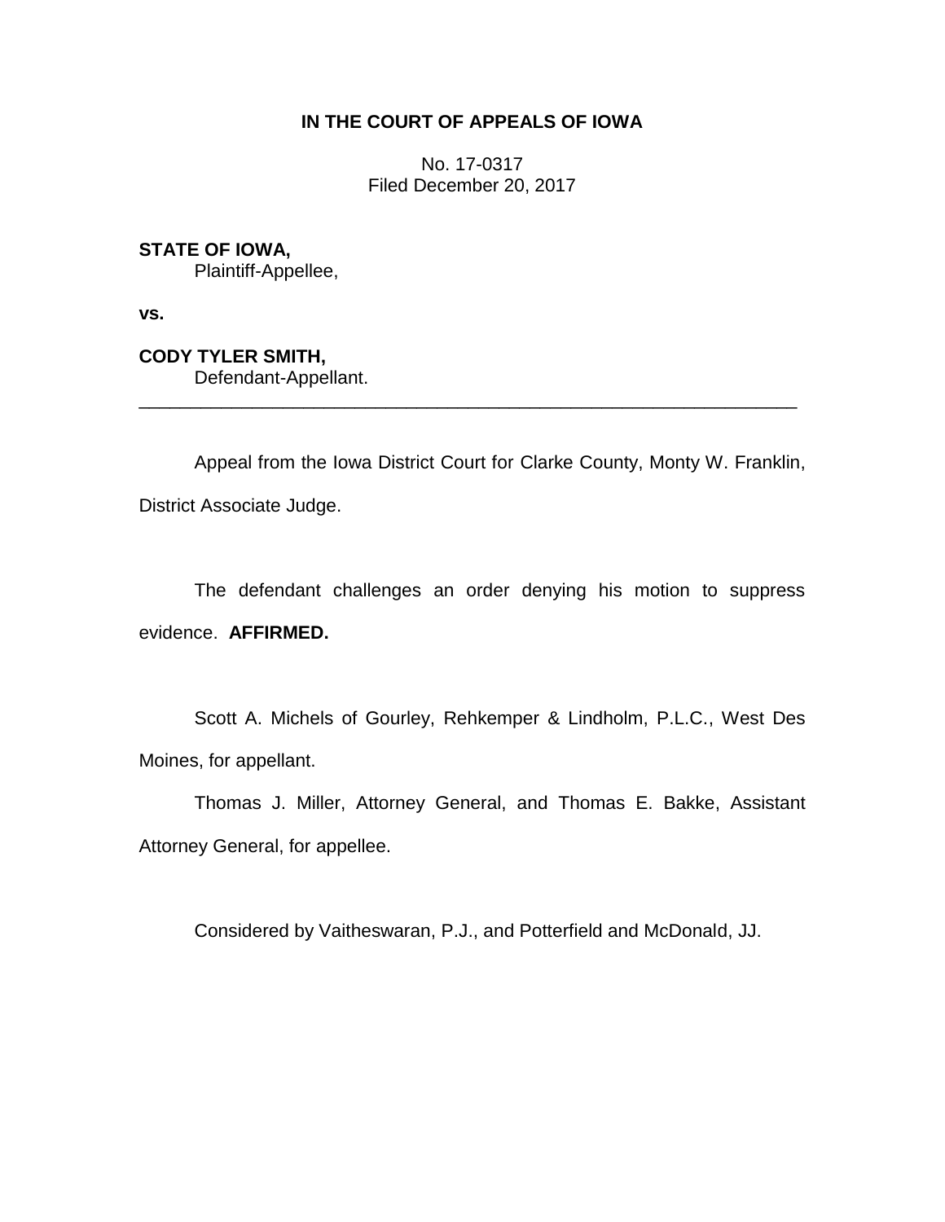**IN THE COURT OF APPEALS OF IOWA**

No. 17-0317
Filed December 20, 2017

**STATE OF IOWA,**
Plaintiff-Appellee,

**vs.**

**CODY TYLER SMITH,**
Defendant-Appellant.

---

Appeal from the Iowa District Court for Clarke County, Monty W. Franklin, District Associate Judge.

The defendant challenges an order denying his motion to suppress evidence. **AFFIRMED.**

Scott A. Michels of Gourley, Rehkemper & Lindholm, P.L.C., West Des Moines, for appellant.

Thomas J. Miller, Attorney General, and Thomas E. Bakke, Assistant Attorney General, for appellee.

Considered by Vaitheswaran, P.J., and Potterfield and McDonald, JJ.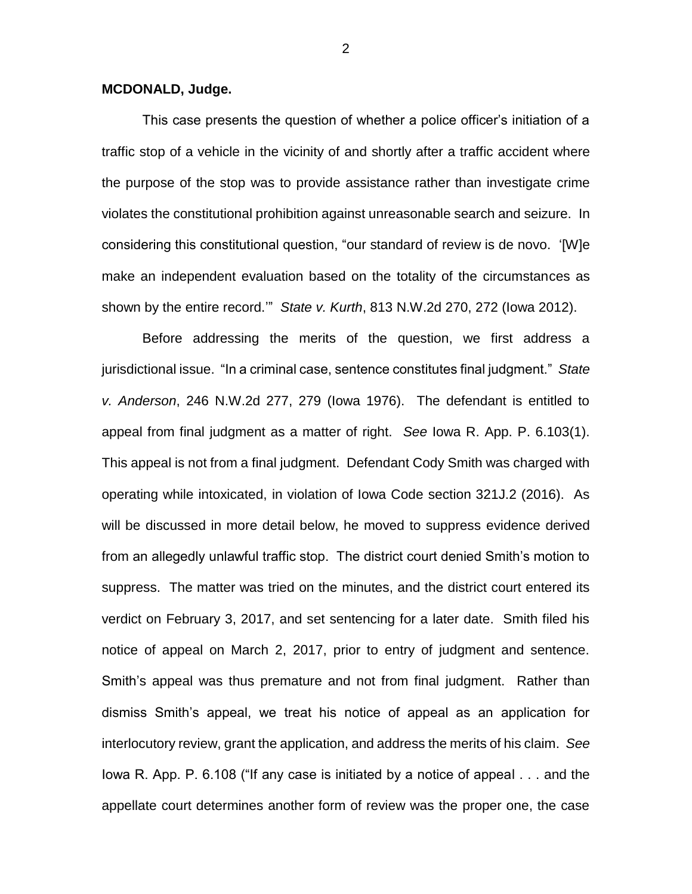**MCDONALD, Judge.**

This case presents the question of whether a police officer's initiation of a traffic stop of a vehicle in the vicinity of and shortly after a traffic accident where the purpose of the stop was to provide assistance rather than investigate crime violates the constitutional prohibition against unreasonable search and seizure. In considering this constitutional question, "our standard of review is de novo. '[W]e make an independent evaluation based on the totality of the circumstances as shown by the entire record.'" *State v. Kurth*, 813 N.W.2d 270, 272 (Iowa 2012).

Before addressing the merits of the question, we first address a jurisdictional issue. "In a criminal case, sentence constitutes final judgment." *State v. Anderson*, 246 N.W.2d 277, 279 (Iowa 1976). The defendant is entitled to appeal from final judgment as a matter of right. *See* Iowa R. App. P. 6.103(1). This appeal is not from a final judgment. Defendant Cody Smith was charged with operating while intoxicated, in violation of Iowa Code section 321J.2 (2016). As will be discussed in more detail below, he moved to suppress evidence derived from an allegedly unlawful traffic stop. The district court denied Smith's motion to suppress. The matter was tried on the minutes, and the district court entered its verdict on February 3, 2017, and set sentencing for a later date. Smith filed his notice of appeal on March 2, 2017, prior to entry of judgment and sentence. Smith's appeal was thus premature and not from final judgment. Rather than dismiss Smith's appeal, we treat his notice of appeal as an application for interlocutory review, grant the application, and address the merits of his claim. *See* Iowa R. App. P. 6.108 ("If any case is initiated by a notice of appeal . . . and the appellate court determines another form of review was the proper one, the case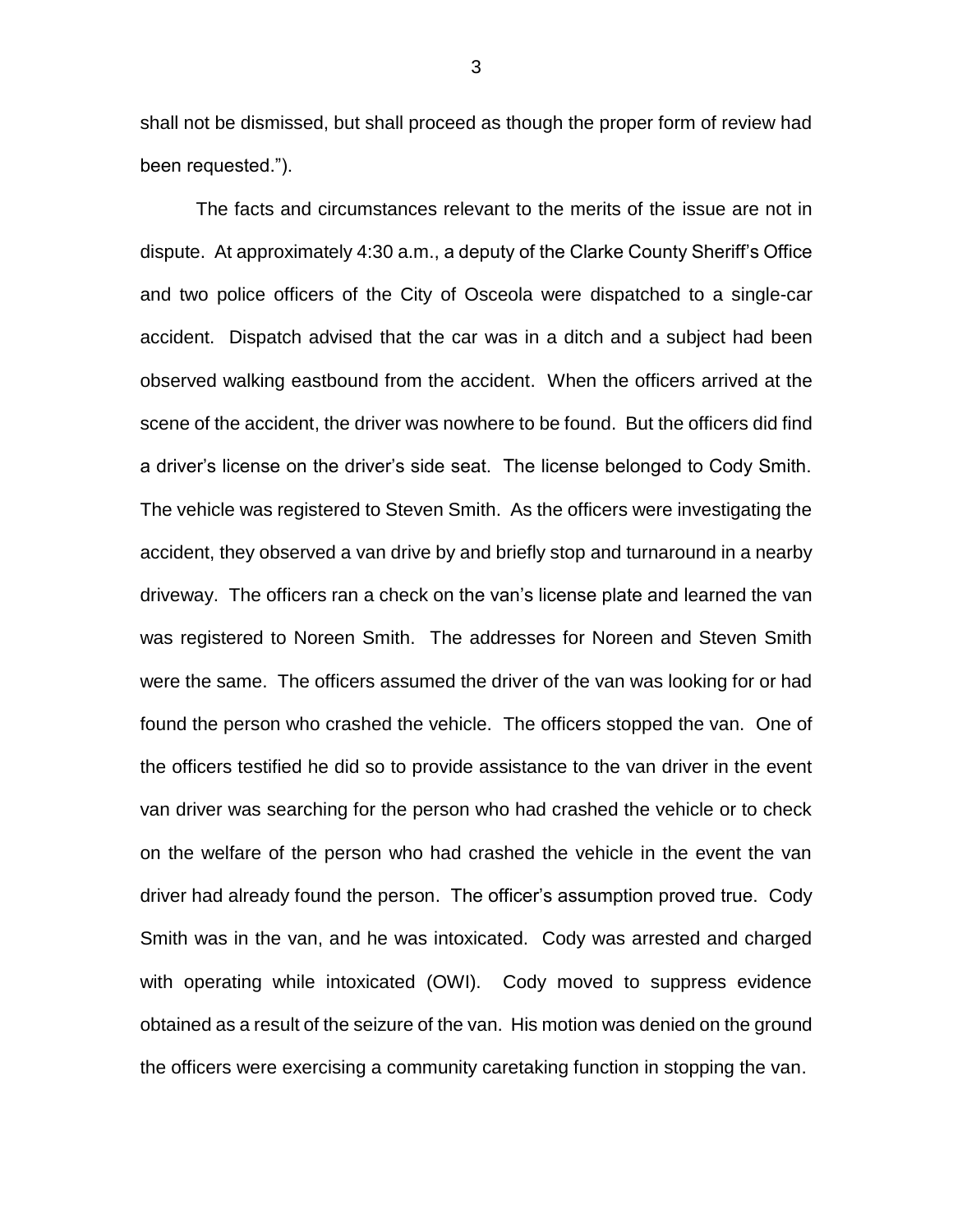shall not be dismissed, but shall proceed as though the proper form of review had been requested.").

The facts and circumstances relevant to the merits of the issue are not in dispute. At approximately 4:30 a.m., a deputy of the Clarke County Sheriff's Office and two police officers of the City of Osceola were dispatched to a single-car accident. Dispatch advised that the car was in a ditch and a subject had been observed walking eastbound from the accident. When the officers arrived at the scene of the accident, the driver was nowhere to be found. But the officers did find a driver's license on the driver's side seat. The license belonged to Cody Smith. The vehicle was registered to Steven Smith. As the officers were investigating the accident, they observed a van drive by and briefly stop and turnaround in a nearby driveway. The officers ran a check on the van's license plate and learned the van was registered to Noreen Smith. The addresses for Noreen and Steven Smith were the same. The officers assumed the driver of the van was looking for or had found the person who crashed the vehicle. The officers stopped the van. One of the officers testified he did so to provide assistance to the van driver in the event van driver was searching for the person who had crashed the vehicle or to check on the welfare of the person who had crashed the vehicle in the event the van driver had already found the person. The officer's assumption proved true. Cody Smith was in the van, and he was intoxicated. Cody was arrested and charged with operating while intoxicated (OWI). Cody moved to suppress evidence obtained as a result of the seizure of the van. His motion was denied on the ground the officers were exercising a community caretaking function in stopping the van.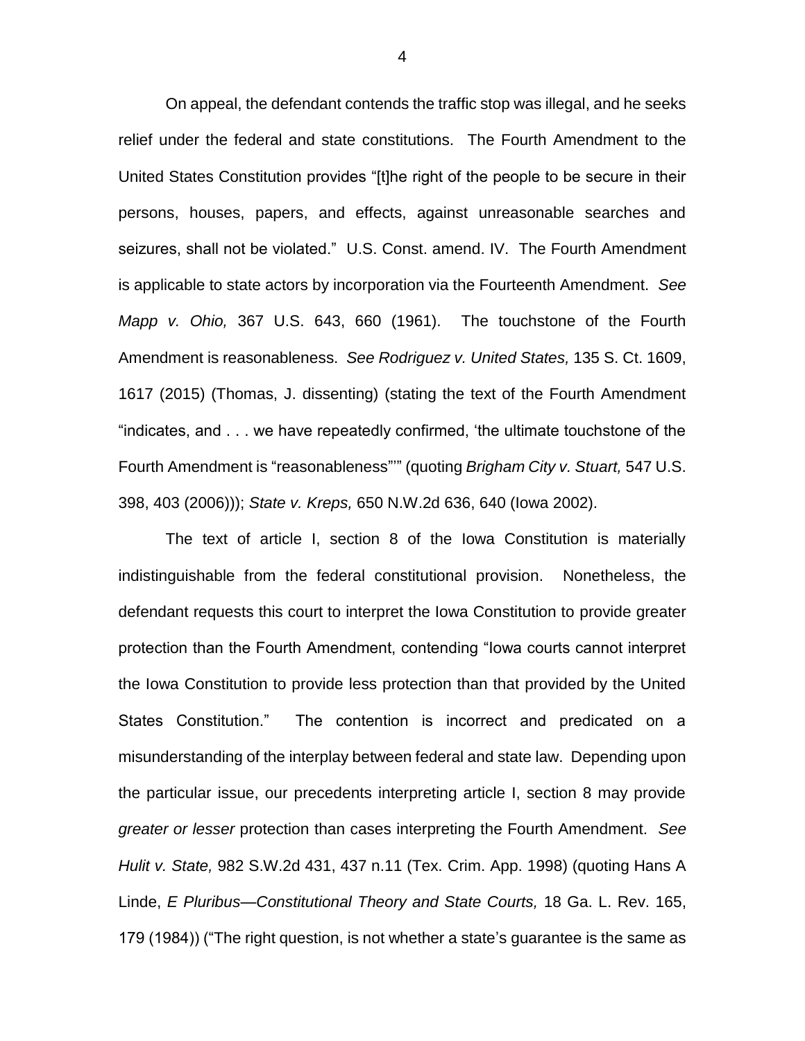On appeal, the defendant contends the traffic stop was illegal, and he seeks relief under the federal and state constitutions. The Fourth Amendment to the United States Constitution provides "[t]he right of the people to be secure in their persons, houses, papers, and effects, against unreasonable searches and seizures, shall not be violated." U.S. Const. amend. IV. The Fourth Amendment is applicable to state actors by incorporation via the Fourteenth Amendment. *See Mapp v. Ohio,* 367 U.S. 643, 660 (1961). The touchstone of the Fourth Amendment is reasonableness. *See Rodriguez v. United States,* 135 S. Ct. 1609, 1617 (2015) (Thomas, J. dissenting) (stating the text of the Fourth Amendment "indicates, and . . . we have repeatedly confirmed, 'the ultimate touchstone of the Fourth Amendment is "reasonableness"'" (quoting *Brigham City v. Stuart,* 547 U.S. 398, 403 (2006))); *State v. Kreps,* 650 N.W.2d 636, 640 (Iowa 2002).

The text of article I, section 8 of the Iowa Constitution is materially indistinguishable from the federal constitutional provision. Nonetheless, the defendant requests this court to interpret the Iowa Constitution to provide greater protection than the Fourth Amendment, contending "Iowa courts cannot interpret the Iowa Constitution to provide less protection than that provided by the United States Constitution." The contention is incorrect and predicated on a misunderstanding of the interplay between federal and state law. Depending upon the particular issue, our precedents interpreting article I, section 8 may provide *greater or lesser* protection than cases interpreting the Fourth Amendment. *See Hulit v. State,* 982 S.W.2d 431, 437 n.11 (Tex. Crim. App. 1998) (quoting Hans A Linde, *E Pluribus—Constitutional Theory and State Courts,* 18 Ga. L. Rev. 165, 179 (1984)) ("The right question, is not whether a state's guarantee is the same as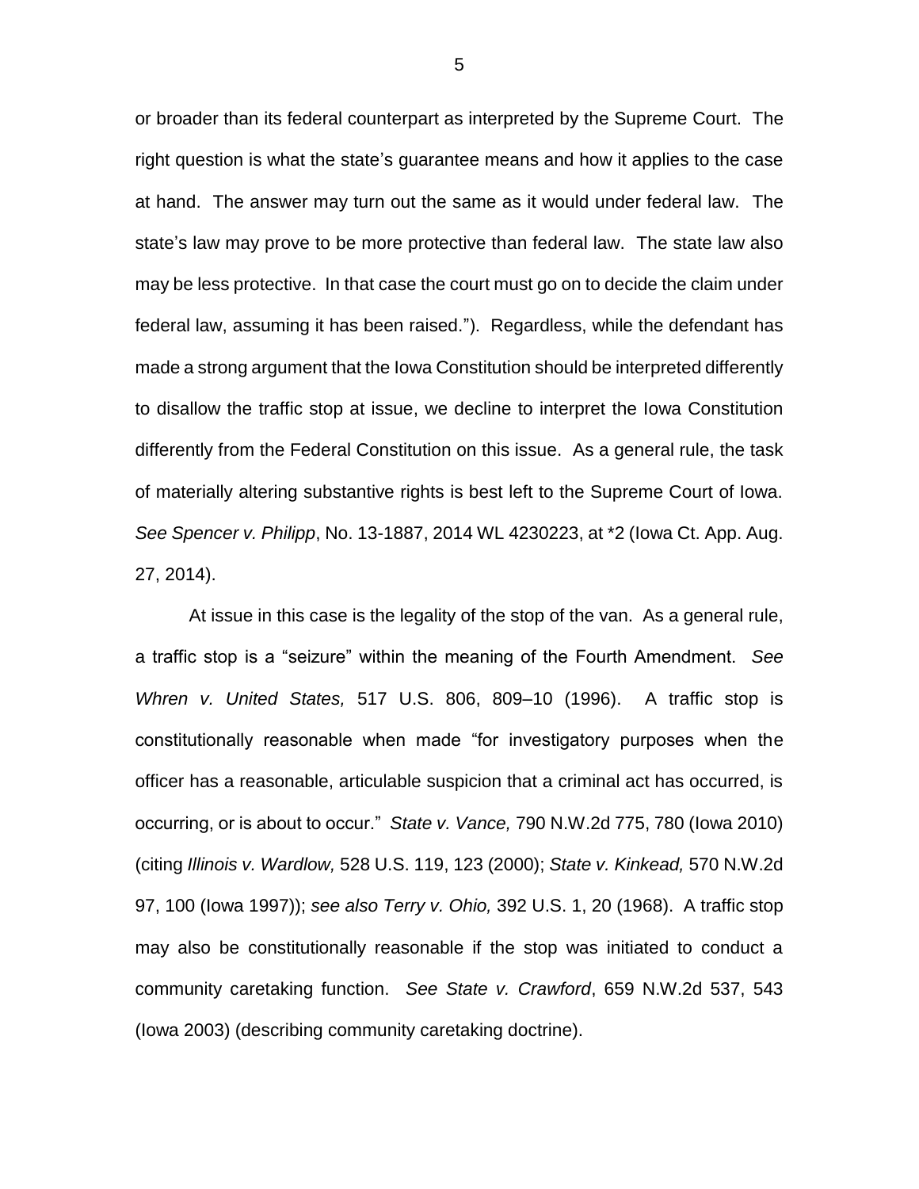or broader than its federal counterpart as interpreted by the Supreme Court. The right question is what the state's guarantee means and how it applies to the case at hand. The answer may turn out the same as it would under federal law. The state's law may prove to be more protective than federal law. The state law also may be less protective. In that case the court must go on to decide the claim under federal law, assuming it has been raised."). Regardless, while the defendant has made a strong argument that the Iowa Constitution should be interpreted differently to disallow the traffic stop at issue, we decline to interpret the Iowa Constitution differently from the Federal Constitution on this issue. As a general rule, the task of materially altering substantive rights is best left to the Supreme Court of Iowa. *See Spencer v. Philipp*, No. 13-1887, 2014 WL 4230223, at *2 (Iowa Ct. App. Aug. 27, 2014).

At issue in this case is the legality of the stop of the van. As a general rule, a traffic stop is a "seizure" within the meaning of the Fourth Amendment. *See Whren v. United States,* 517 U.S. 806, 809–10 (1996). A traffic stop is constitutionally reasonable when made "for investigatory purposes when the officer has a reasonable, articulable suspicion that a criminal act has occurred, is occurring, or is about to occur." *State v. Vance,* 790 N.W.2d 775, 780 (Iowa 2010) (citing *Illinois v. Wardlow,* 528 U.S. 119, 123 (2000); *State v. Kinkead,* 570 N.W.2d 97, 100 (Iowa 1997)); *see also Terry v. Ohio,* 392 U.S. 1, 20 (1968). A traffic stop may also be constitutionally reasonable if the stop was initiated to conduct a community caretaking function. *See State v. Crawford*, 659 N.W.2d 537, 543 (Iowa 2003) (describing community caretaking doctrine).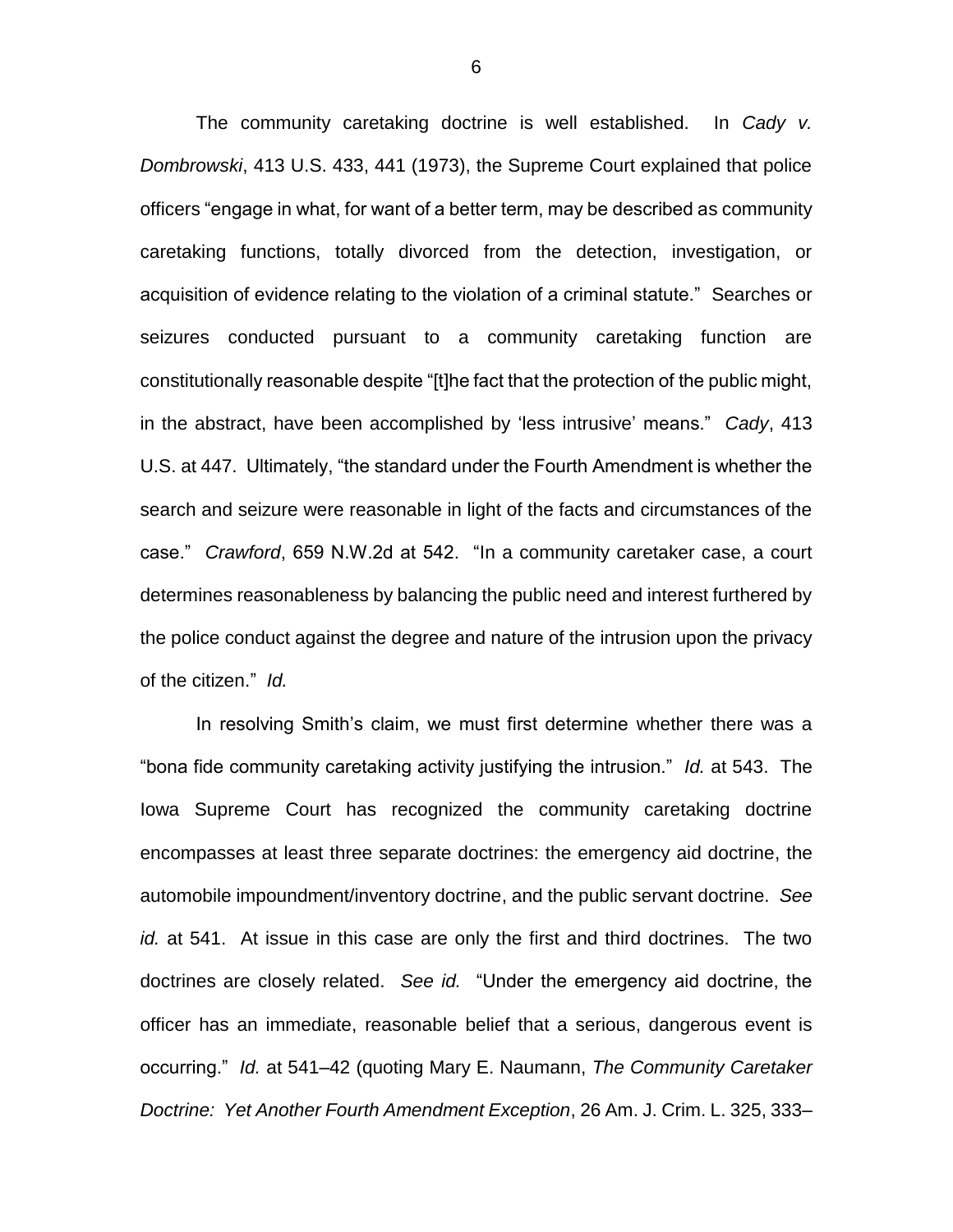The community caretaking doctrine is well established. In *Cady v. Dombrowski*, 413 U.S. 433, 441 (1973), the Supreme Court explained that police officers "engage in what, for want of a better term, may be described as community caretaking functions, totally divorced from the detection, investigation, or acquisition of evidence relating to the violation of a criminal statute." Searches or seizures conducted pursuant to a community caretaking function are constitutionally reasonable despite "[t]he fact that the protection of the public might, in the abstract, have been accomplished by 'less intrusive' means." *Cady*, 413 U.S. at 447. Ultimately, "the standard under the Fourth Amendment is whether the search and seizure were reasonable in light of the facts and circumstances of the case." *Crawford*, 659 N.W.2d at 542. "In a community caretaker case, a court determines reasonableness by balancing the public need and interest furthered by the police conduct against the degree and nature of the intrusion upon the privacy of the citizen." *Id.*

In resolving Smith's claim, we must first determine whether there was a "bona fide community caretaking activity justifying the intrusion." *Id.* at 543. The Iowa Supreme Court has recognized the community caretaking doctrine encompasses at least three separate doctrines: the emergency aid doctrine, the automobile impoundment/inventory doctrine, and the public servant doctrine. *See id.* at 541. At issue in this case are only the first and third doctrines. The two doctrines are closely related. *See id.* "Under the emergency aid doctrine, the officer has an immediate, reasonable belief that a serious, dangerous event is occurring." *Id.* at 541–42 (quoting Mary E. Naumann, *The Community Caretaker Doctrine: Yet Another Fourth Amendment Exception*, 26 Am. J. Crim. L. 325, 333–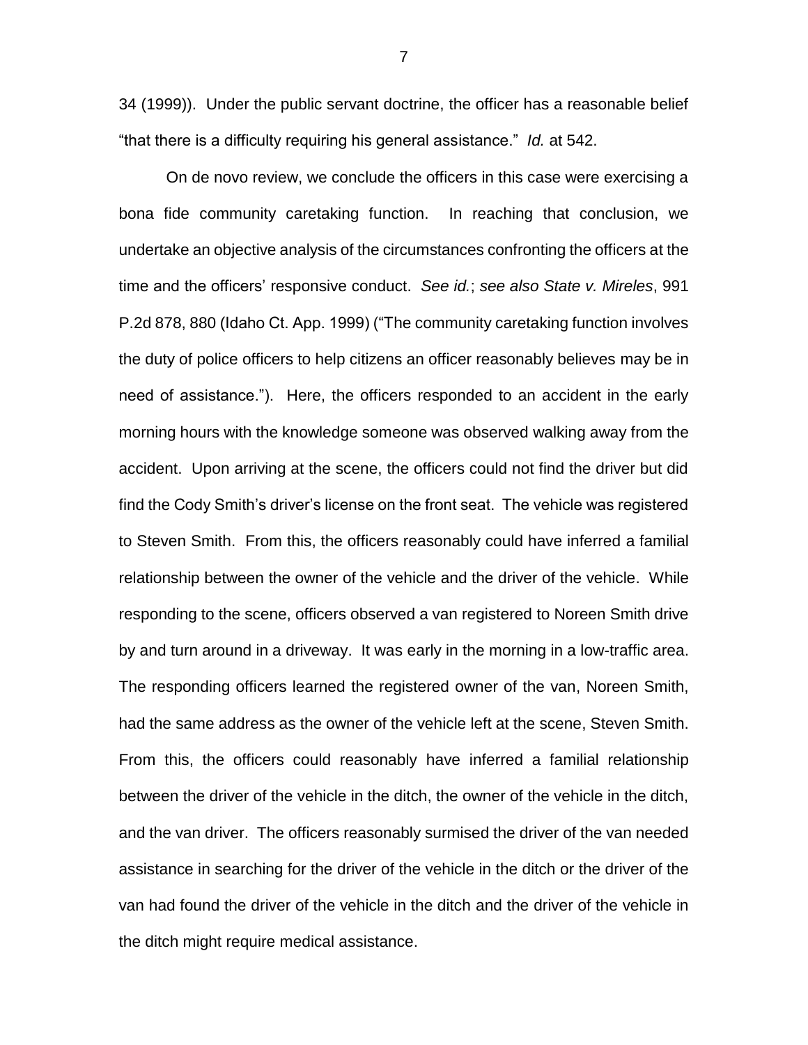34 (1999)). Under the public servant doctrine, the officer has a reasonable belief "that there is a difficulty requiring his general assistance." *Id.* at 542.

On de novo review, we conclude the officers in this case were exercising a bona fide community caretaking function. In reaching that conclusion, we undertake an objective analysis of the circumstances confronting the officers at the time and the officers' responsive conduct. *See id.*; *see also State v. Mireles*, 991 P.2d 878, 880 (Idaho Ct. App. 1999) ("The community caretaking function involves the duty of police officers to help citizens an officer reasonably believes may be in need of assistance."). Here, the officers responded to an accident in the early morning hours with the knowledge someone was observed walking away from the accident. Upon arriving at the scene, the officers could not find the driver but did find the Cody Smith's driver's license on the front seat. The vehicle was registered to Steven Smith. From this, the officers reasonably could have inferred a familial relationship between the owner of the vehicle and the driver of the vehicle. While responding to the scene, officers observed a van registered to Noreen Smith drive by and turn around in a driveway. It was early in the morning in a low-traffic area. The responding officers learned the registered owner of the van, Noreen Smith, had the same address as the owner of the vehicle left at the scene, Steven Smith. From this, the officers could reasonably have inferred a familial relationship between the driver of the vehicle in the ditch, the owner of the vehicle in the ditch, and the van driver. The officers reasonably surmised the driver of the van needed assistance in searching for the driver of the vehicle in the ditch or the driver of the van had found the driver of the vehicle in the ditch and the driver of the vehicle in the ditch might require medical assistance.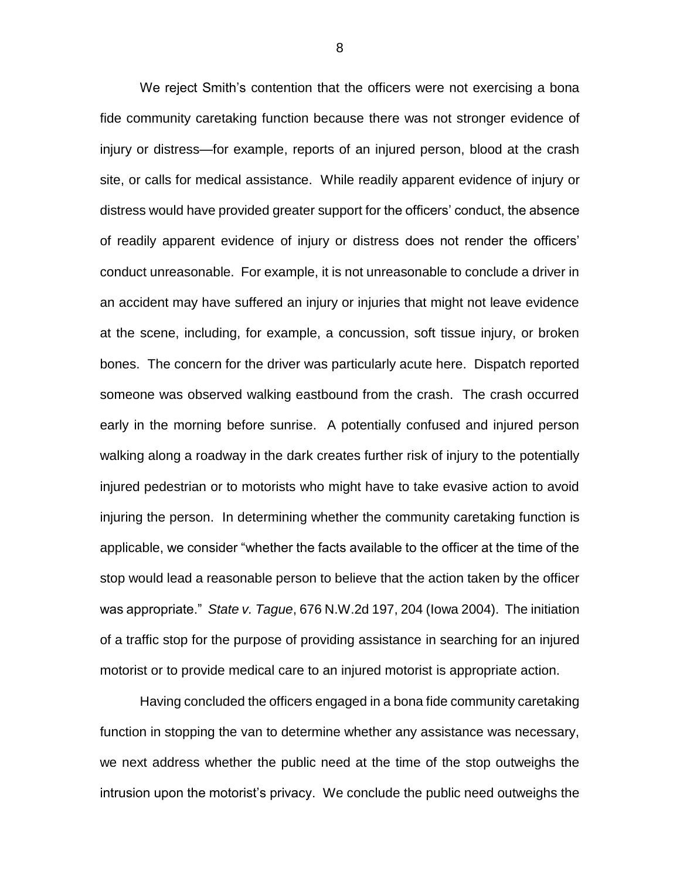We reject Smith's contention that the officers were not exercising a bona fide community caretaking function because there was not stronger evidence of injury or distress—for example, reports of an injured person, blood at the crash site, or calls for medical assistance. While readily apparent evidence of injury or distress would have provided greater support for the officers' conduct, the absence of readily apparent evidence of injury or distress does not render the officers' conduct unreasonable. For example, it is not unreasonable to conclude a driver in an accident may have suffered an injury or injuries that might not leave evidence at the scene, including, for example, a concussion, soft tissue injury, or broken bones. The concern for the driver was particularly acute here. Dispatch reported someone was observed walking eastbound from the crash. The crash occurred early in the morning before sunrise. A potentially confused and injured person walking along a roadway in the dark creates further risk of injury to the potentially injured pedestrian or to motorists who might have to take evasive action to avoid injuring the person. In determining whether the community caretaking function is applicable, we consider "whether the facts available to the officer at the time of the stop would lead a reasonable person to believe that the action taken by the officer was appropriate." *State v. Tague*, 676 N.W.2d 197, 204 (Iowa 2004). The initiation of a traffic stop for the purpose of providing assistance in searching for an injured motorist or to provide medical care to an injured motorist is appropriate action.

Having concluded the officers engaged in a bona fide community caretaking function in stopping the van to determine whether any assistance was necessary, we next address whether the public need at the time of the stop outweighs the intrusion upon the motorist's privacy. We conclude the public need outweighs the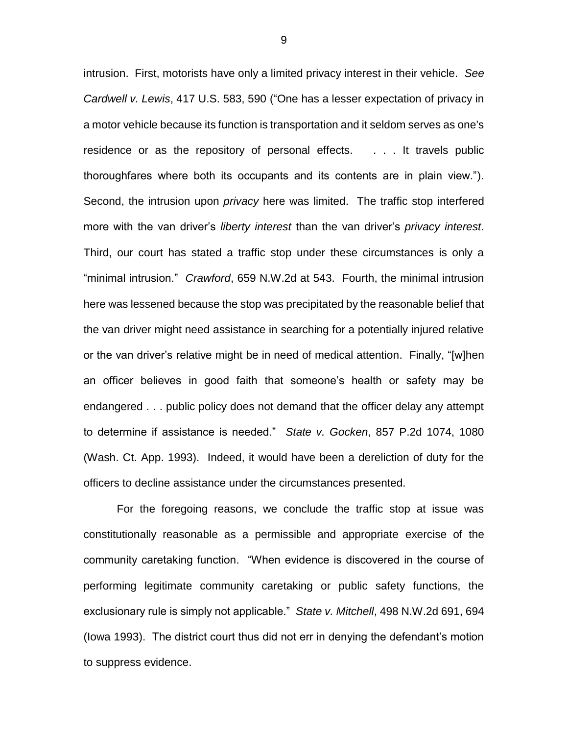intrusion. First, motorists have only a limited privacy interest in their vehicle. *See Cardwell v. Lewis*, 417 U.S. 583, 590 ("One has a lesser expectation of privacy in a motor vehicle because its function is transportation and it seldom serves as one's residence or as the repository of personal effects. . . . It travels public thoroughfares where both its occupants and its contents are in plain view."). Second, the intrusion upon *privacy* here was limited. The traffic stop interfered more with the van driver's *liberty interest* than the van driver's *privacy interest*. Third, our court has stated a traffic stop under these circumstances is only a "minimal intrusion." *Crawford*, 659 N.W.2d at 543. Fourth, the minimal intrusion here was lessened because the stop was precipitated by the reasonable belief that the van driver might need assistance in searching for a potentially injured relative or the van driver's relative might be in need of medical attention. Finally, "[w]hen an officer believes in good faith that someone's health or safety may be endangered . . . public policy does not demand that the officer delay any attempt to determine if assistance is needed." *State v. Gocken*, 857 P.2d 1074, 1080 (Wash. Ct. App. 1993). Indeed, it would have been a dereliction of duty for the officers to decline assistance under the circumstances presented.

For the foregoing reasons, we conclude the traffic stop at issue was constitutionally reasonable as a permissible and appropriate exercise of the community caretaking function. "When evidence is discovered in the course of performing legitimate community caretaking or public safety functions, the exclusionary rule is simply not applicable." *State v. Mitchell*, 498 N.W.2d 691, 694 (Iowa 1993). The district court thus did not err in denying the defendant's motion to suppress evidence.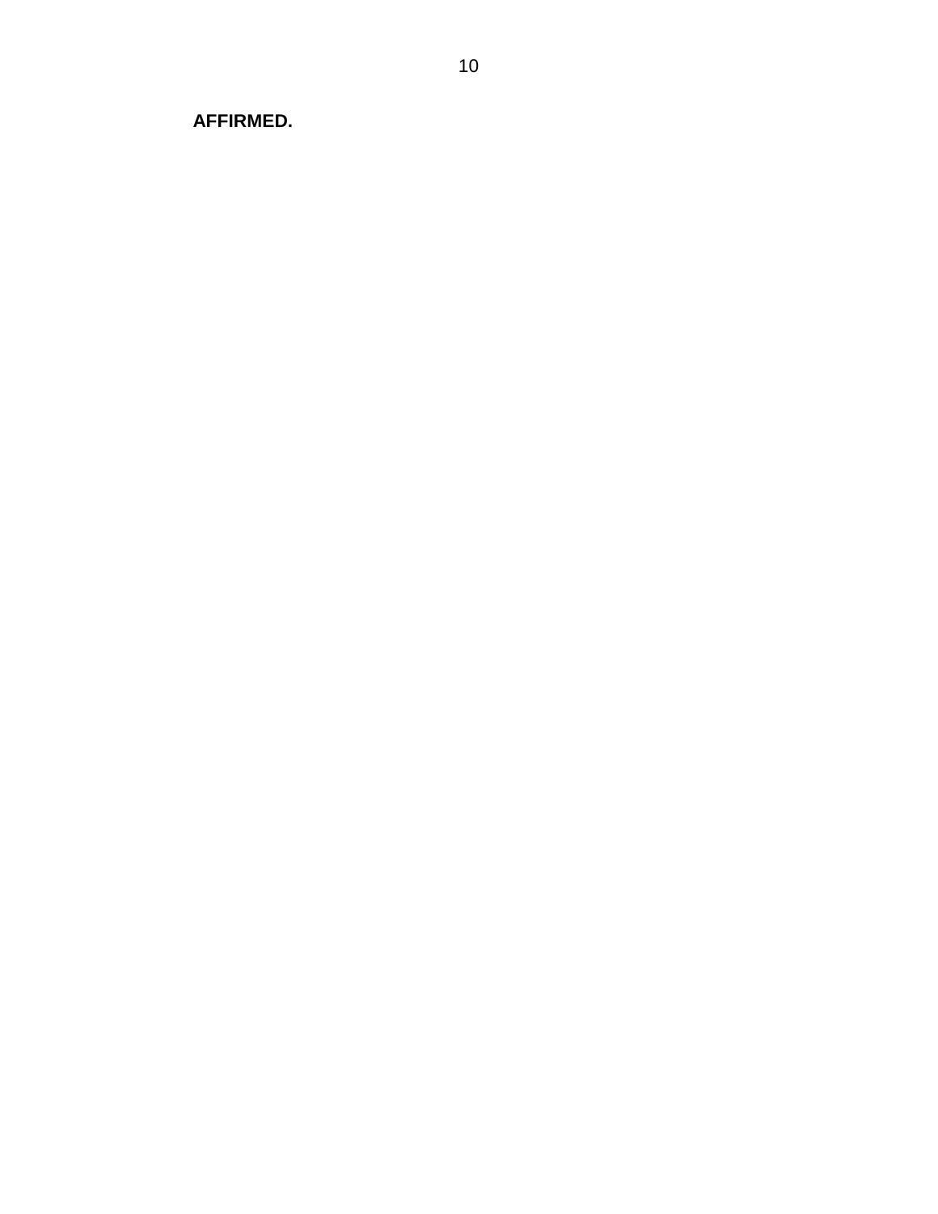**AFFIRMED.**